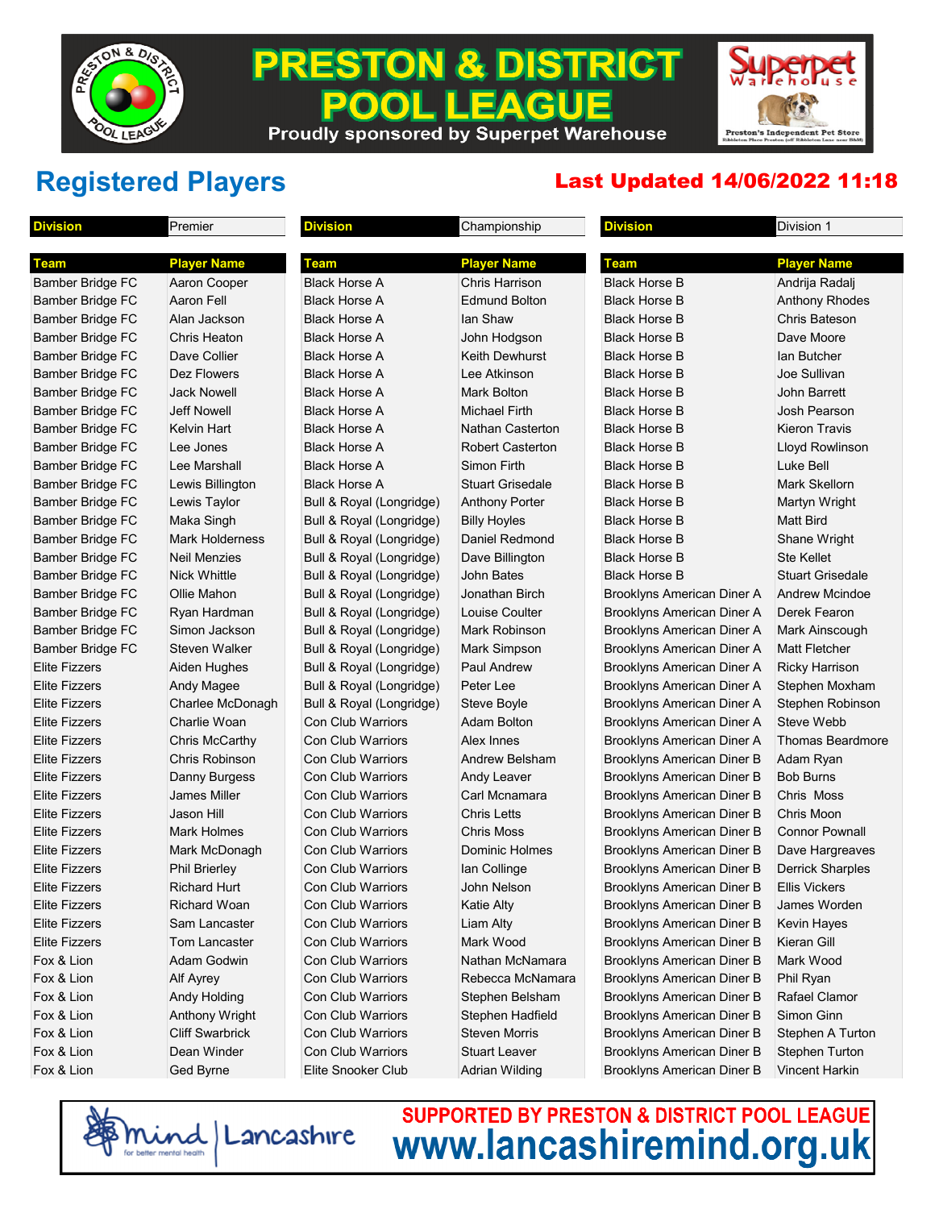# PRESTON & DISTRICT POOL LEAGUE

Proudly sponsored by Superpet Warehouse

## Registered Players

**Last Updated 14/06/2022 11:18**

| Division | Premier |
|---|---|
| **Team** | **Player Name** |
| Bamber Bridge FC | Aaron Cooper |
| Bamber Bridge FC | Aaron Fell |
| Bamber Bridge FC | Alan Jackson |
| Bamber Bridge FC | Chris Heaton |
| Bamber Bridge FC | Dave Collier |
| Bamber Bridge FC | Dez Flowers |
| Bamber Bridge FC | Jack Nowell |
| Bamber Bridge FC | Jeff Nowell |
| Bamber Bridge FC | Kelvin Hart |
| Bamber Bridge FC | Lee Jones |
| Bamber Bridge FC | Lee Marshall |
| Bamber Bridge FC | Lewis Billington |
| Bamber Bridge FC | Lewis Taylor |
| Bamber Bridge FC | Maka Singh |
| Bamber Bridge FC | Mark Holderness |
| Bamber Bridge FC | Neil Menzies |
| Bamber Bridge FC | Nick Whittle |
| Bamber Bridge FC | Ollie Mahon |
| Bamber Bridge FC | Ryan Hardman |
| Bamber Bridge FC | Simon Jackson |
| Bamber Bridge FC | Steven Walker |
| Elite Fizzers | Aiden Hughes |
| Elite Fizzers | Andy Magee |
| Elite Fizzers | Charlee McDonagh |
| Elite Fizzers | Charlie Woan |
| Elite Fizzers | Chris McCarthy |
| Elite Fizzers | Chris Robinson |
| Elite Fizzers | Danny Burgess |
| Elite Fizzers | James Miller |
| Elite Fizzers | Jason Hill |
| Elite Fizzers | Mark Holmes |
| Elite Fizzers | Mark McDonagh |
| Elite Fizzers | Phil Brierley |
| Elite Fizzers | Richard Hurt |
| Elite Fizzers | Richard Woan |
| Elite Fizzers | Sam Lancaster |
| Elite Fizzers | Tom Lancaster |
| Fox & Lion | Adam Godwin |
| Fox & Lion | Alf Ayrey |
| Fox & Lion | Andy Holding |
| Fox & Lion | Anthony Wright |
| Fox & Lion | Cliff Swarbrick |
| Fox & Lion | Dean Winder |
| Fox & Lion | Ged Byrne |

| Division | Championship |
|---|---|
| **Team** | **Player Name** |
| Black Horse A | Chris Harrison |
| Black Horse A | Edmund Bolton |
| Black Horse A | Ian Shaw |
| Black Horse A | John Hodgson |
| Black Horse A | Keith Dewhurst |
| Black Horse A | Lee Atkinson |
| Black Horse A | Mark Bolton |
| Black Horse A | Michael Firth |
| Black Horse A | Nathan Casterton |
| Black Horse A | Robert Casterton |
| Black Horse A | Simon Firth |
| Black Horse A | Stuart Grisedale |
| Bull & Royal (Longridge) | Anthony Porter |
| Bull & Royal (Longridge) | Billy Hoyles |
| Bull & Royal (Longridge) | Daniel Redmond |
| Bull & Royal (Longridge) | Dave Billington |
| Bull & Royal (Longridge) | John Bates |
| Bull & Royal (Longridge) | Jonathan Birch |
| Bull & Royal (Longridge) | Louise Coulter |
| Bull & Royal (Longridge) | Mark Robinson |
| Bull & Royal (Longridge) | Mark Simpson |
| Bull & Royal (Longridge) | Paul Andrew |
| Bull & Royal (Longridge) | Peter Lee |
| Bull & Royal (Longridge) | Steve Boyle |
| Con Club Warriors | Adam Bolton |
| Con Club Warriors | Alex Innes |
| Con Club Warriors | Andrew Belsham |
| Con Club Warriors | Andy Leaver |
| Con Club Warriors | Carl Mcnamara |
| Con Club Warriors | Chris Letts |
| Con Club Warriors | Chris Moss |
| Con Club Warriors | Dominic Holmes |
| Con Club Warriors | Ian Collinge |
| Con Club Warriors | John Nelson |
| Con Club Warriors | Katie Alty |
| Con Club Warriors | Liam Alty |
| Con Club Warriors | Mark Wood |
| Con Club Warriors | Nathan McNamara |
| Con Club Warriors | Rebecca McNamara |
| Con Club Warriors | Stephen Belsham |
| Con Club Warriors | Stephen Hadfield |
| Con Club Warriors | Steven Morris |
| Con Club Warriors | Stuart Leaver |
| Elite Snooker Club | Adrian Wilding |

| Division | Division 1 |
|---|---|
| **Team** | **Player Name** |
| Black Horse B | Andrija Radalj |
| Black Horse B | Anthony Rhodes |
| Black Horse B | Chris Bateson |
| Black Horse B | Dave Moore |
| Black Horse B | Ian Butcher |
| Black Horse B | Joe Sullivan |
| Black Horse B | John Barrett |
| Black Horse B | Josh Pearson |
| Black Horse B | Kieron Travis |
| Black Horse B | Lloyd Rowlinson |
| Black Horse B | Luke Bell |
| Black Horse B | Mark Skellorn |
| Black Horse B | Martyn Wright |
| Black Horse B | Matt Bird |
| Black Horse B | Shane Wright |
| Black Horse B | Ste Kellet |
| Black Horse B | Stuart Grisedale |
| Brooklyns American Diner A | Andrew Mcindoe |
| Brooklyns American Diner A | Derek Fearon |
| Brooklyns American Diner A | Mark Ainscough |
| Brooklyns American Diner A | Matt Fletcher |
| Brooklyns American Diner A | Ricky Harrison |
| Brooklyns American Diner A | Stephen Moxham |
| Brooklyns American Diner A | Stephen Robinson |
| Brooklyns American Diner A | Steve Webb |
| Brooklyns American Diner A | Thomas Beardmore |
| Brooklyns American Diner B | Adam Ryan |
| Brooklyns American Diner B | Bob Burns |
| Brooklyns American Diner B | Chris Moss |
| Brooklyns American Diner B | Chris Moon |
| Brooklyns American Diner B | Connor Pownall |
| Brooklyns American Diner B | Dave Hargreaves |
| Brooklyns American Diner B | Derrick Sharples |
| Brooklyns American Diner B | Ellis Vickers |
| Brooklyns American Diner B | James Worden |
| Brooklyns American Diner B | Kevin Hayes |
| Brooklyns American Diner B | Kieran Gill |
| Brooklyns American Diner B | Mark Wood |
| Brooklyns American Diner B | Phil Ryan |
| Brooklyns American Diner B | Rafael Clamor |
| Brooklyns American Diner B | Simon Ginn |
| Brooklyns American Diner B | Stephen A Turton |
| Brooklyns American Diner B | Stephen Turton |
| Brooklyns American Diner B | Vincent Harkin |

mind Lancashire — for better mental health

**SUPPORTED BY PRESTON & DISTRICT POOL LEAGUE**

**www.lancashiremind.org.uk**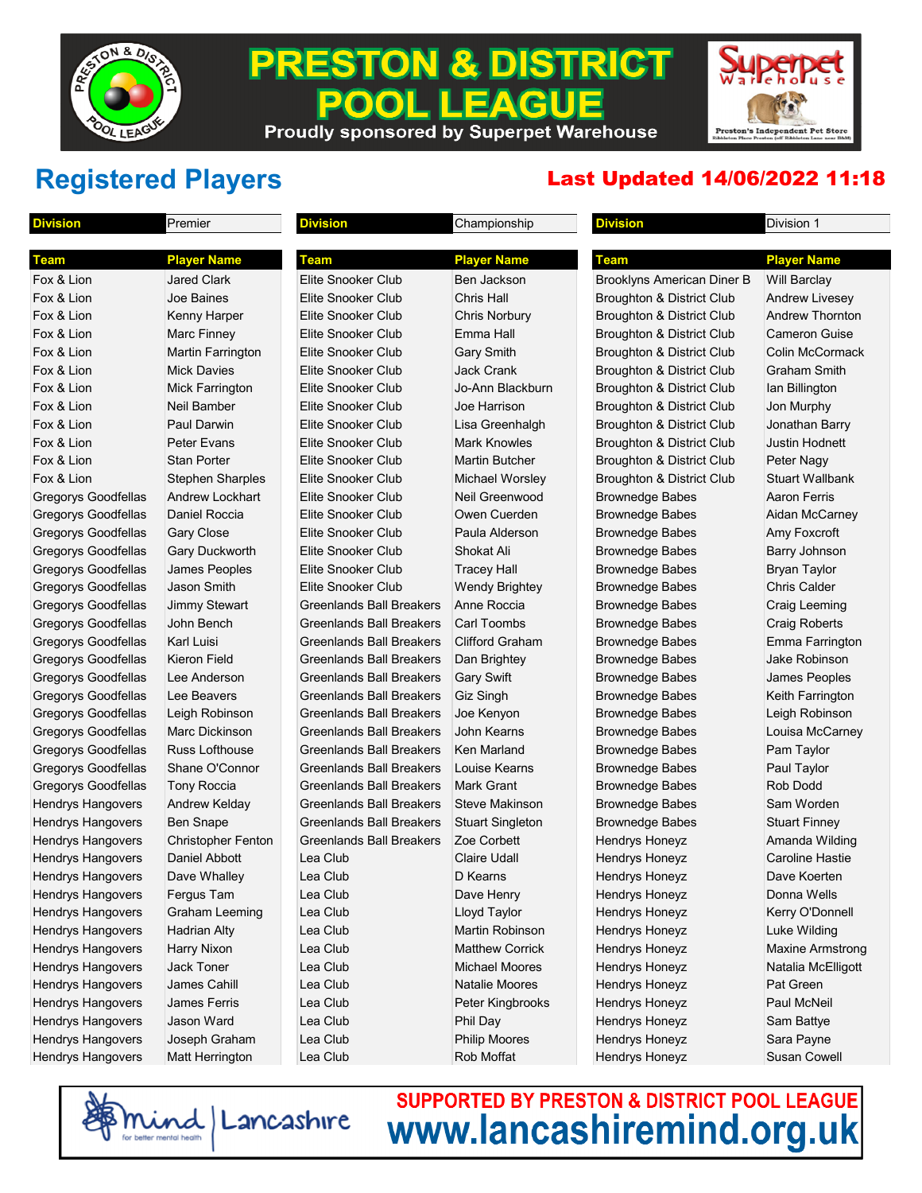# PRESTON & DISTRICT POOL LEAGUE

Proudly sponsored by Superpet Warehouse

## Registered Players

**Last Updated 14/06/2022 11:18**

| Division | Premier |
|---|---|
| **Team** | **Player Name** |
| Fox & Lion | Jared Clark |
| Fox & Lion | Joe Baines |
| Fox & Lion | Kenny Harper |
| Fox & Lion | Marc Finney |
| Fox & Lion | Martin Farrington |
| Fox & Lion | Mick Davies |
| Fox & Lion | Mick Farrington |
| Fox & Lion | Neil Bamber |
| Fox & Lion | Paul Darwin |
| Fox & Lion | Peter Evans |
| Fox & Lion | Stan Porter |
| Fox & Lion | Stephen Sharples |
| Gregorys Goodfellas | Andrew Lockhart |
| Gregorys Goodfellas | Daniel Roccia |
| Gregorys Goodfellas | Gary Close |
| Gregorys Goodfellas | Gary Duckworth |
| Gregorys Goodfellas | James Peoples |
| Gregorys Goodfellas | Jason Smith |
| Gregorys Goodfellas | Jimmy Stewart |
| Gregorys Goodfellas | John Bench |
| Gregorys Goodfellas | Karl Luisi |
| Gregorys Goodfellas | Kieron Field |
| Gregorys Goodfellas | Lee Anderson |
| Gregorys Goodfellas | Lee Beavers |
| Gregorys Goodfellas | Leigh Robinson |
| Gregorys Goodfellas | Marc Dickinson |
| Gregorys Goodfellas | Russ Lofthouse |
| Gregorys Goodfellas | Shane O'Connor |
| Gregorys Goodfellas | Tony Roccia |
| Hendrys Hangovers | Andrew Kelday |
| Hendrys Hangovers | Ben Snape |
| Hendrys Hangovers | Christopher Fenton |
| Hendrys Hangovers | Daniel Abbott |
| Hendrys Hangovers | Dave Whalley |
| Hendrys Hangovers | Fergus Tam |
| Hendrys Hangovers | Graham Leeming |
| Hendrys Hangovers | Hadrian Alty |
| Hendrys Hangovers | Harry Nixon |
| Hendrys Hangovers | Jack Toner |
| Hendrys Hangovers | James Cahill |
| Hendrys Hangovers | James Ferris |
| Hendrys Hangovers | Jason Ward |
| Hendrys Hangovers | Joseph Graham |
| Hendrys Hangovers | Matt Herrington |

| Division | Championship |
|---|---|
| **Team** | **Player Name** |
| Elite Snooker Club | Ben Jackson |
| Elite Snooker Club | Chris Hall |
| Elite Snooker Club | Chris Norbury |
| Elite Snooker Club | Emma Hall |
| Elite Snooker Club | Gary Smith |
| Elite Snooker Club | Jack Crank |
| Elite Snooker Club | Jo-Ann Blackburn |
| Elite Snooker Club | Joe Harrison |
| Elite Snooker Club | Lisa Greenhalgh |
| Elite Snooker Club | Mark Knowles |
| Elite Snooker Club | Martin Butcher |
| Elite Snooker Club | Michael Worsley |
| Elite Snooker Club | Neil Greenwood |
| Elite Snooker Club | Owen Cuerden |
| Elite Snooker Club | Paula Alderson |
| Elite Snooker Club | Shokat Ali |
| Elite Snooker Club | Tracey Hall |
| Elite Snooker Club | Wendy Brightey |
| Greenlands Ball Breakers | Anne Roccia |
| Greenlands Ball Breakers | Carl Toombs |
| Greenlands Ball Breakers | Clifford Graham |
| Greenlands Ball Breakers | Dan Brightey |
| Greenlands Ball Breakers | Gary Swift |
| Greenlands Ball Breakers | Giz Singh |
| Greenlands Ball Breakers | Joe Kenyon |
| Greenlands Ball Breakers | John Kearns |
| Greenlands Ball Breakers | Ken Marland |
| Greenlands Ball Breakers | Louise Kearns |
| Greenlands Ball Breakers | Mark Grant |
| Greenlands Ball Breakers | Steve Makinson |
| Greenlands Ball Breakers | Stuart Singleton |
| Greenlands Ball Breakers | Zoe Corbett |
| Lea Club | Claire Udall |
| Lea Club | D Kearns |
| Lea Club | Dave Henry |
| Lea Club | Lloyd Taylor |
| Lea Club | Martin Robinson |
| Lea Club | Matthew Corrick |
| Lea Club | Michael Moores |
| Lea Club | Natalie Moores |
| Lea Club | Peter Kingbrooks |
| Lea Club | Phil Day |
| Lea Club | Philip Moores |
| Lea Club | Rob Moffat |

| Division | Division 1 |
|---|---|
| **Team** | **Player Name** |
| Brooklyns American Diner B | Will Barclay |
| Broughton & District Club | Andrew Livesey |
| Broughton & District Club | Andrew Thornton |
| Broughton & District Club | Cameron Guise |
| Broughton & District Club | Colin McCormack |
| Broughton & District Club | Graham Smith |
| Broughton & District Club | Ian Billington |
| Broughton & District Club | Jon Murphy |
| Broughton & District Club | Jonathan Barry |
| Broughton & District Club | Justin Hodnett |
| Broughton & District Club | Peter Nagy |
| Broughton & District Club | Stuart Wallbank |
| Brownedge Babes | Aaron Ferris |
| Brownedge Babes | Aidan McCarney |
| Brownedge Babes | Amy Foxcroft |
| Brownedge Babes | Barry Johnson |
| Brownedge Babes | Bryan Taylor |
| Brownedge Babes | Chris Calder |
| Brownedge Babes | Craig Leeming |
| Brownedge Babes | Craig Roberts |
| Brownedge Babes | Emma Farrington |
| Brownedge Babes | Jake Robinson |
| Brownedge Babes | James Peoples |
| Brownedge Babes | Keith Farrington |
| Brownedge Babes | Leigh Robinson |
| Brownedge Babes | Louisa McCarney |
| Brownedge Babes | Pam Taylor |
| Brownedge Babes | Paul Taylor |
| Brownedge Babes | Rob Dodd |
| Brownedge Babes | Sam Worden |
| Brownedge Babes | Stuart Finney |
| Hendrys Honeyz | Amanda Wilding |
| Hendrys Honeyz | Caroline Hastie |
| Hendrys Honeyz | Dave Koerten |
| Hendrys Honeyz | Donna Wells |
| Hendrys Honeyz | Kerry O'Donnell |
| Hendrys Honeyz | Luke Wilding |
| Hendrys Honeyz | Maxine Armstrong |
| Hendrys Honeyz | Natalia McElligott |
| Hendrys Honeyz | Pat Green |
| Hendrys Honeyz | Paul McNeil |
| Hendrys Honeyz | Sam Battye |
| Hendrys Honeyz | Sara Payne |
| Hendrys Honeyz | Susan Cowell |

mind Lancashire – for better mental health

**SUPPORTED BY PRESTON & DISTRICT POOL LEAGUE**

**www.lancashiremind.org.uk**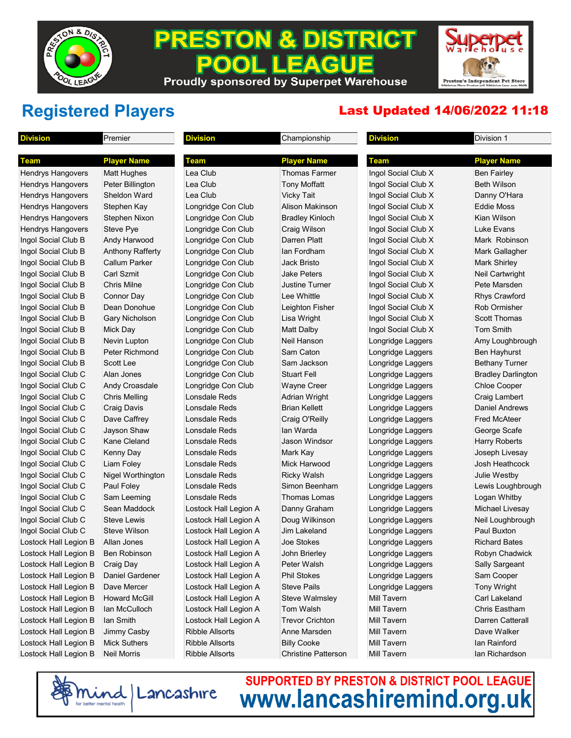# PRESTON & DISTRICT POOL LEAGUE

Proudly sponsored by Superpet Warehouse

## Registered Players

**Last Updated 14/06/2022 11:18**

| Division | Premier |
|---|---|
| **Team** | **Player Name** |
| Hendrys Hangovers | Matt Hughes |
| Hendrys Hangovers | Peter Billington |
| Hendrys Hangovers | Sheldon Ward |
| Hendrys Hangovers | Stephen Kay |
| Hendrys Hangovers | Stephen Nixon |
| Hendrys Hangovers | Steve Pye |
| Ingol Social Club B | Andy Harwood |
| Ingol Social Club B | Anthony Rafferty |
| Ingol Social Club B | Callum Parker |
| Ingol Social Club B | Carl Szmit |
| Ingol Social Club B | Chris Milne |
| Ingol Social Club B | Connor Day |
| Ingol Social Club B | Dean Donohue |
| Ingol Social Club B | Gary Nicholson |
| Ingol Social Club B | Mick Day |
| Ingol Social Club B | Nevin Lupton |
| Ingol Social Club B | Peter Richmond |
| Ingol Social Club B | Scott Lee |
| Ingol Social Club C | Alan Jones |
| Ingol Social Club C | Andy Croasdale |
| Ingol Social Club C | Chris Melling |
| Ingol Social Club C | Craig Davis |
| Ingol Social Club C | Dave Caffrey |
| Ingol Social Club C | Jayson Shaw |
| Ingol Social Club C | Kane Cleland |
| Ingol Social Club C | Kenny Day |
| Ingol Social Club C | Liam Foley |
| Ingol Social Club C | Nigel Worthington |
| Ingol Social Club C | Paul Foley |
| Ingol Social Club C | Sam Leeming |
| Ingol Social Club C | Sean Maddock |
| Ingol Social Club C | Steve Lewis |
| Ingol Social Club C | Steve Wilson |
| Lostock Hall Legion B | Allan Jones |
| Lostock Hall Legion B | Ben Robinson |
| Lostock Hall Legion B | Craig Day |
| Lostock Hall Legion B | Daniel Gardener |
| Lostock Hall Legion B | Dave Mercer |
| Lostock Hall Legion B | Howard McGill |
| Lostock Hall Legion B | Ian McCulloch |
| Lostock Hall Legion B | Ian Smith |
| Lostock Hall Legion B | Jimmy Casby |
| Lostock Hall Legion B | Mick Suthers |
| Lostock Hall Legion B | Neil Morris |

| Division | Championship |
|---|---|
| **Team** | **Player Name** |
| Lea Club | Thomas Farmer |
| Lea Club | Tony Moffatt |
| Lea Club | Vicky Tait |
| Longridge Con Club | Alison Makinson |
| Longridge Con Club | Bradley Kinloch |
| Longridge Con Club | Craig Wilson |
| Longridge Con Club | Darren Platt |
| Longridge Con Club | Ian Fordham |
| Longridge Con Club | Jack Bristo |
| Longridge Con Club | Jake Peters |
| Longridge Con Club | Justine Turner |
| Longridge Con Club | Lee Whittle |
| Longridge Con Club | Leighton Fisher |
| Longridge Con Club | Lisa Wright |
| Longridge Con Club | Matt Dalby |
| Longridge Con Club | Neil Hanson |
| Longridge Con Club | Sam Caton |
| Longridge Con Club | Sam Jackson |
| Longridge Con Club | Stuart Fell |
| Longridge Con Club | Wayne Creer |
| Lonsdale Reds | Adrian Wright |
| Lonsdale Reds | Brian Kellett |
| Lonsdale Reds | Craig O'Reilly |
| Lonsdale Reds | Ian Warda |
| Lonsdale Reds | Jason Windsor |
| Lonsdale Reds | Mark Kay |
| Lonsdale Reds | Mick Harwood |
| Lonsdale Reds | Ricky Walsh |
| Lonsdale Reds | Simon Beenham |
| Lonsdale Reds | Thomas Lomas |
| Lostock Hall Legion A | Danny Graham |
| Lostock Hall Legion A | Doug Wilkinson |
| Lostock Hall Legion A | Jim Lakeland |
| Lostock Hall Legion A | Joe Stokes |
| Lostock Hall Legion A | John Brierley |
| Lostock Hall Legion A | Peter Walsh |
| Lostock Hall Legion A | Phil Stokes |
| Lostock Hall Legion A | Steve Pails |
| Lostock Hall Legion A | Steve Walmsley |
| Lostock Hall Legion A | Tom Walsh |
| Lostock Hall Legion A | Trevor Crichton |
| Ribble Allsorts | Anne Marsden |
| Ribble Allsorts | Billy Cooke |
| Ribble Allsorts | Christine Patterson |

| Division | Division 1 |
|---|---|
| **Team** | **Player Name** |
| Ingol Social Club X | Ben Fairley |
| Ingol Social Club X | Beth Wilson |
| Ingol Social Club X | Danny O'Hara |
| Ingol Social Club X | Eddie Moss |
| Ingol Social Club X | Kian Wilson |
| Ingol Social Club X | Luke Evans |
| Ingol Social Club X | Mark Robinson |
| Ingol Social Club X | Mark Gallagher |
| Ingol Social Club X | Mark Shirley |
| Ingol Social Club X | Neil Cartwright |
| Ingol Social Club X | Pete Marsden |
| Ingol Social Club X | Rhys Crawford |
| Ingol Social Club X | Rob Ormisher |
| Ingol Social Club X | Scott Thomas |
| Ingol Social Club X | Tom Smith |
| Longridge Laggers | Amy Loughbrough |
| Longridge Laggers | Ben Hayhurst |
| Longridge Laggers | Bethany Turner |
| Longridge Laggers | Bradley Darlington |
| Longridge Laggers | Chloe Cooper |
| Longridge Laggers | Craig Lambert |
| Longridge Laggers | Daniel Andrews |
| Longridge Laggers | Fred McAteer |
| Longridge Laggers | George Scafe |
| Longridge Laggers | Harry Roberts |
| Longridge Laggers | Joseph Livesay |
| Longridge Laggers | Josh Heathcock |
| Longridge Laggers | Julie Westby |
| Longridge Laggers | Lewis Loughbrough |
| Longridge Laggers | Logan Whitby |
| Longridge Laggers | Michael Livesay |
| Longridge Laggers | Neil Loughbrough |
| Longridge Laggers | Paul Buxton |
| Longridge Laggers | Richard Bates |
| Longridge Laggers | Robyn Chadwick |
| Longridge Laggers | Sally Sargeant |
| Longridge Laggers | Sam Cooper |
| Longridge Laggers | Tony Wright |
| Mill Tavern | Carl Lakeland |
| Mill Tavern | Chris Eastham |
| Mill Tavern | Darren Catterall |
| Mill Tavern | Dave Walker |
| Mill Tavern | Ian Rainford |
| Mill Tavern | Ian Richardson |

SUPPORTED BY PRESTON & DISTRICT POOL LEAGUE
www.lancashiremind.org.uk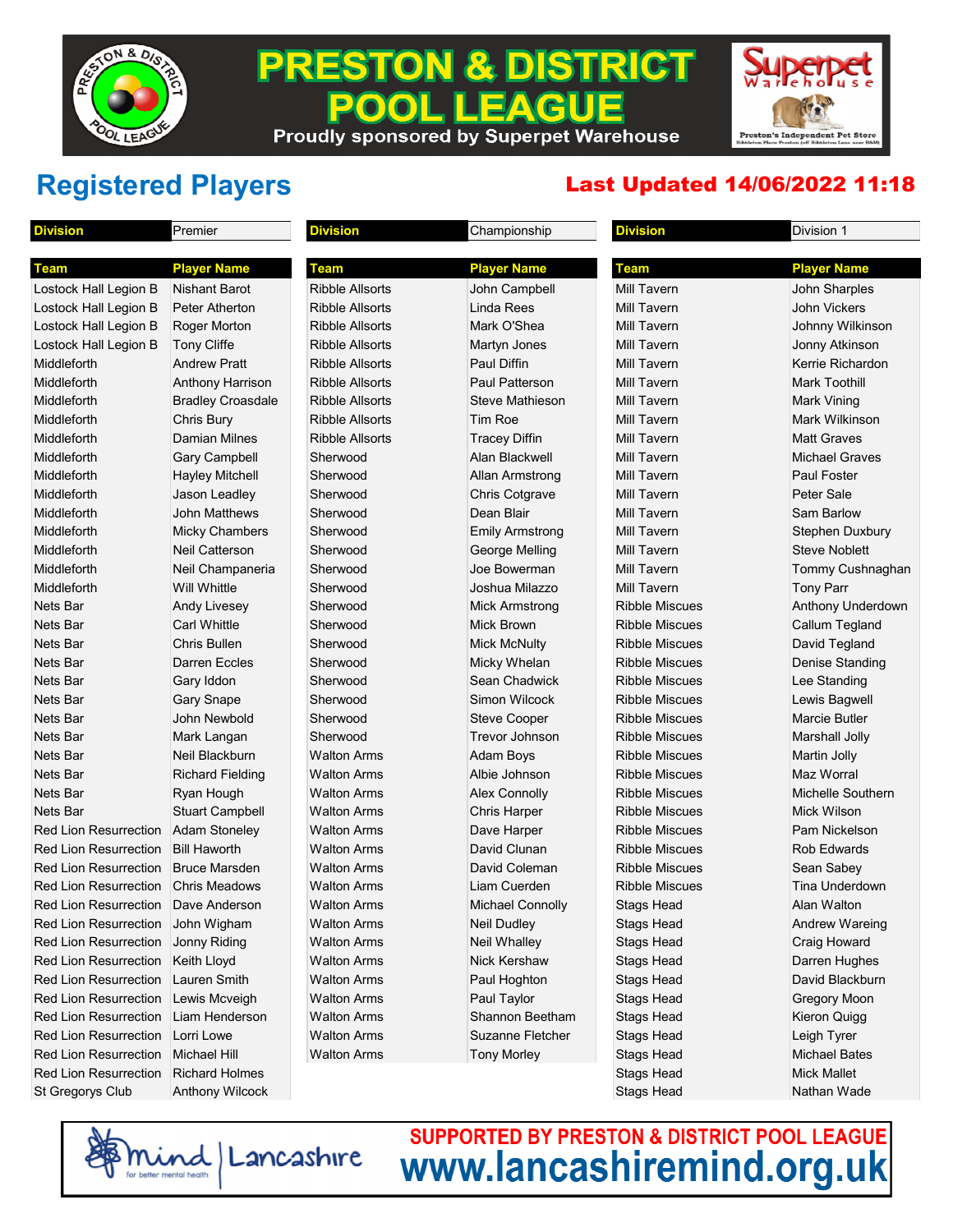# PRESTON & DISTRICT POOL LEAGUE

Proudly sponsored by Superpet Warehouse

## Registered Players

**Last Updated 14/06/2022 11:18**

| Division | Premier |
|---|---|
| **Team** | **Player Name** |
| Lostock Hall Legion B | Nishant Barot |
| Lostock Hall Legion B | Peter Atherton |
| Lostock Hall Legion B | Roger Morton |
| Lostock Hall Legion B | Tony Cliffe |
| Middleforth | Andrew Pratt |
| Middleforth | Anthony Harrison |
| Middleforth | Bradley Croasdale |
| Middleforth | Chris Bury |
| Middleforth | Damian Milnes |
| Middleforth | Gary Campbell |
| Middleforth | Hayley Mitchell |
| Middleforth | Jason Leadley |
| Middleforth | John Matthews |
| Middleforth | Micky Chambers |
| Middleforth | Neil Catterson |
| Middleforth | Neil Champaneria |
| Middleforth | Will Whittle |
| Nets Bar | Andy Livesey |
| Nets Bar | Carl Whittle |
| Nets Bar | Chris Bullen |
| Nets Bar | Darren Eccles |
| Nets Bar | Gary Iddon |
| Nets Bar | Gary Snape |
| Nets Bar | John Newbold |
| Nets Bar | Mark Langan |
| Nets Bar | Neil Blackburn |
| Nets Bar | Richard Fielding |
| Nets Bar | Ryan Hough |
| Nets Bar | Stuart Campbell |
| Red Lion Resurrection | Adam Stoneley |
| Red Lion Resurrection | Bill Haworth |
| Red Lion Resurrection | Bruce Marsden |
| Red Lion Resurrection | Chris Meadows |
| Red Lion Resurrection | Dave Anderson |
| Red Lion Resurrection | John Wigham |
| Red Lion Resurrection | Jonny Riding |
| Red Lion Resurrection | Keith Lloyd |
| Red Lion Resurrection | Lauren Smith |
| Red Lion Resurrection | Lewis Mcveigh |
| Red Lion Resurrection | Liam Henderson |
| Red Lion Resurrection | Lorri Lowe |
| Red Lion Resurrection | Michael Hill |
| Red Lion Resurrection | Richard Holmes |
| St Gregorys Club | Anthony Wilcock |

| Division | Championship |
|---|---|
| **Team** | **Player Name** |
| Ribble Allsorts | John Campbell |
| Ribble Allsorts | Linda Rees |
| Ribble Allsorts | Mark O'Shea |
| Ribble Allsorts | Martyn Jones |
| Ribble Allsorts | Paul Diffin |
| Ribble Allsorts | Paul Patterson |
| Ribble Allsorts | Steve Mathieson |
| Ribble Allsorts | Tim Roe |
| Ribble Allsorts | Tracey Diffin |
| Sherwood | Alan Blackwell |
| Sherwood | Allan Armstrong |
| Sherwood | Chris Cotgrave |
| Sherwood | Dean Blair |
| Sherwood | Emily Armstrong |
| Sherwood | George Melling |
| Sherwood | Joe Bowerman |
| Sherwood | Joshua Milazzo |
| Sherwood | Mick Armstrong |
| Sherwood | Mick Brown |
| Sherwood | Mick McNulty |
| Sherwood | Micky Whelan |
| Sherwood | Sean Chadwick |
| Sherwood | Simon Wilcock |
| Sherwood | Steve Cooper |
| Sherwood | Trevor Johnson |
| Walton Arms | Adam Boys |
| Walton Arms | Albie Johnson |
| Walton Arms | Alex Connolly |
| Walton Arms | Chris Harper |
| Walton Arms | Dave Harper |
| Walton Arms | David Clunan |
| Walton Arms | David Coleman |
| Walton Arms | Liam Cuerden |
| Walton Arms | Michael Connolly |
| Walton Arms | Neil Dudley |
| Walton Arms | Neil Whalley |
| Walton Arms | Nick Kershaw |
| Walton Arms | Paul Hoghton |
| Walton Arms | Paul Taylor |
| Walton Arms | Shannon Beetham |
| Walton Arms | Suzanne Fletcher |
| Walton Arms | Tony Morley |

| Division | Division 1 |
|---|---|
| **Team** | **Player Name** |
| Mill Tavern | John Sharples |
| Mill Tavern | John Vickers |
| Mill Tavern | Johnny Wilkinson |
| Mill Tavern | Jonny Atkinson |
| Mill Tavern | Kerrie Richardon |
| Mill Tavern | Mark Toothill |
| Mill Tavern | Mark Vining |
| Mill Tavern | Mark Wilkinson |
| Mill Tavern | Matt Graves |
| Mill Tavern | Michael Graves |
| Mill Tavern | Paul Foster |
| Mill Tavern | Peter Sale |
| Mill Tavern | Sam Barlow |
| Mill Tavern | Stephen Duxbury |
| Mill Tavern | Steve Noblett |
| Mill Tavern | Tommy Cushnaghan |
| Mill Tavern | Tony Parr |
| Ribble Miscues | Anthony Underdown |
| Ribble Miscues | Callum Tegland |
| Ribble Miscues | David Tegland |
| Ribble Miscues | Denise Standing |
| Ribble Miscues | Lee Standing |
| Ribble Miscues | Lewis Bagwell |
| Ribble Miscues | Marcie Butler |
| Ribble Miscues | Marshall Jolly |
| Ribble Miscues | Martin Jolly |
| Ribble Miscues | Maz Worral |
| Ribble Miscues | Michelle Southern |
| Ribble Miscues | Mick Wilson |
| Ribble Miscues | Pam Nickelson |
| Ribble Miscues | Rob Edwards |
| Ribble Miscues | Sean Sabey |
| Ribble Miscues | Tina Underdown |
| Stags Head | Alan Walton |
| Stags Head | Andrew Wareing |
| Stags Head | Craig Howard |
| Stags Head | Darren Hughes |
| Stags Head | David Blackburn |
| Stags Head | Gregory Moon |
| Stags Head | Kieron Quigg |
| Stags Head | Leigh Tyrer |
| Stags Head | Michael Bates |
| Stags Head | Mick Mallet |
| Stags Head | Nathan Wade |

SUPPORTED BY PRESTON & DISTRICT POOL LEAGUE
www.lancashiremind.org.uk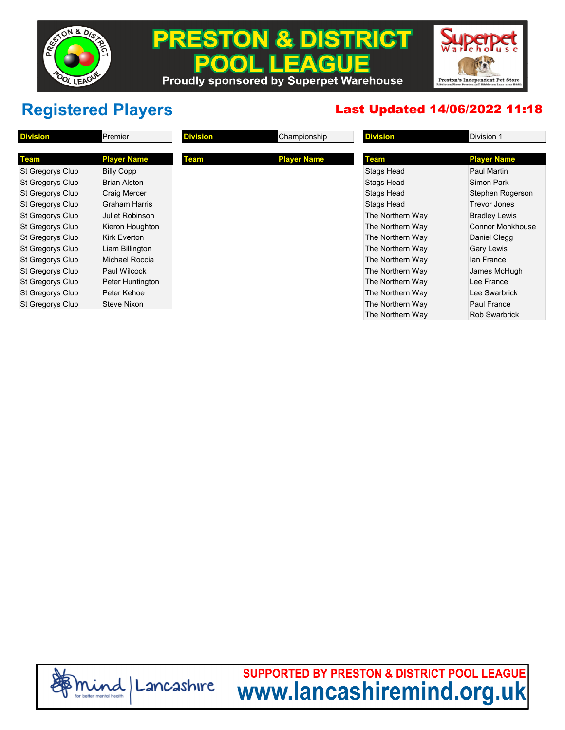# PRESTON & DISTRICT POOL LEAGUE

Proudly sponsored by Superpet Warehouse

## Registered Players

**Last Updated 14/06/2022 11:18**

| Division | Premier |
|---|---|
| **Team** | **Player Name** |
| St Gregorys Club | Billy Copp |
| St Gregorys Club | Brian Alston |
| St Gregorys Club | Craig Mercer |
| St Gregorys Club | Graham Harris |
| St Gregorys Club | Juliet Robinson |
| St Gregorys Club | Kieron Houghton |
| St Gregorys Club | Kirk Everton |
| St Gregorys Club | Liam Billington |
| St Gregorys Club | Michael Roccia |
| St Gregorys Club | Paul Wilcock |
| St Gregorys Club | Peter Huntington |
| St Gregorys Club | Peter Kehoe |
| St Gregorys Club | Steve Nixon |

| Division | Championship |
|---|---|
| **Team** | **Player Name** |

| Division | Division 1 |
|---|---|
| **Team** | **Player Name** |
| Stags Head | Paul Martin |
| Stags Head | Simon Park |
| Stags Head | Stephen Rogerson |
| Stags Head | Trevor Jones |
| The Northern Way | Bradley Lewis |
| The Northern Way | Connor Monkhouse |
| The Northern Way | Daniel Clegg |
| The Northern Way | Gary Lewis |
| The Northern Way | Ian France |
| The Northern Way | James McHugh |
| The Northern Way | Lee France |
| The Northern Way | Lee Swarbrick |
| The Northern Way | Paul France |
| The Northern Way | Rob Swarbrick |

mind | Lancashire — for better mental health

SUPPORTED BY PRESTON & DISTRICT POOL LEAGUE
www.lancashiremind.org.uk